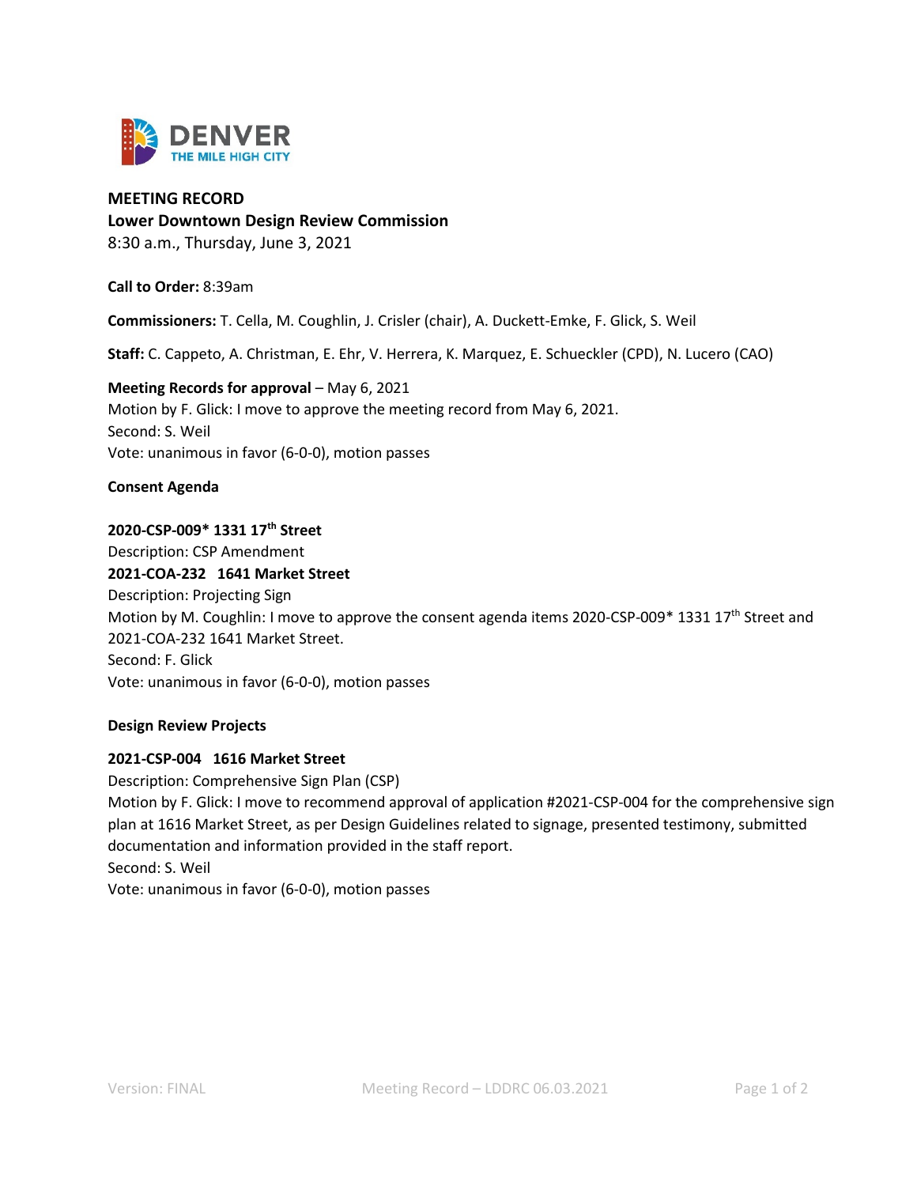DENVER
THE MILE HIGH CITY

**MEETING RECORD**
**Lower Downtown Design Review Commission**
8:30 a.m., Thursday, June 3, 2021

**Call to Order:** 8:39am

**Commissioners:** T. Cella, M. Coughlin, J. Crisler (chair), A. Duckett-Emke, F. Glick, S. Weil

**Staff:** C. Cappeto, A. Christman, E. Ehr, V. Herrera, K. Marquez, E. Schueckler (CPD), N. Lucero (CAO)

**Meeting Records for approval** – May 6, 2021
Motion by F. Glick: I move to approve the meeting record from May 6, 2021.
Second: S. Weil
Vote: unanimous in favor (6-0-0), motion passes

**Consent Agenda**

**2020-CSP-009* 1331 17th Street**
Description: CSP Amendment
**2021-COA-232 1641 Market Street**
Description: Projecting Sign
Motion by M. Coughlin: I move to approve the consent agenda items 2020-CSP-009* 1331 17th Street and 2021-COA-232 1641 Market Street.
Second: F. Glick
Vote: unanimous in favor (6-0-0), motion passes

**Design Review Projects**

**2021-CSP-004 1616 Market Street**
Description: Comprehensive Sign Plan (CSP)
Motion by F. Glick: I move to recommend approval of application #2021-CSP-004 for the comprehensive sign plan at 1616 Market Street, as per Design Guidelines related to signage, presented testimony, submitted documentation and information provided in the staff report.
Second: S. Weil
Vote: unanimous in favor (6-0-0), motion passes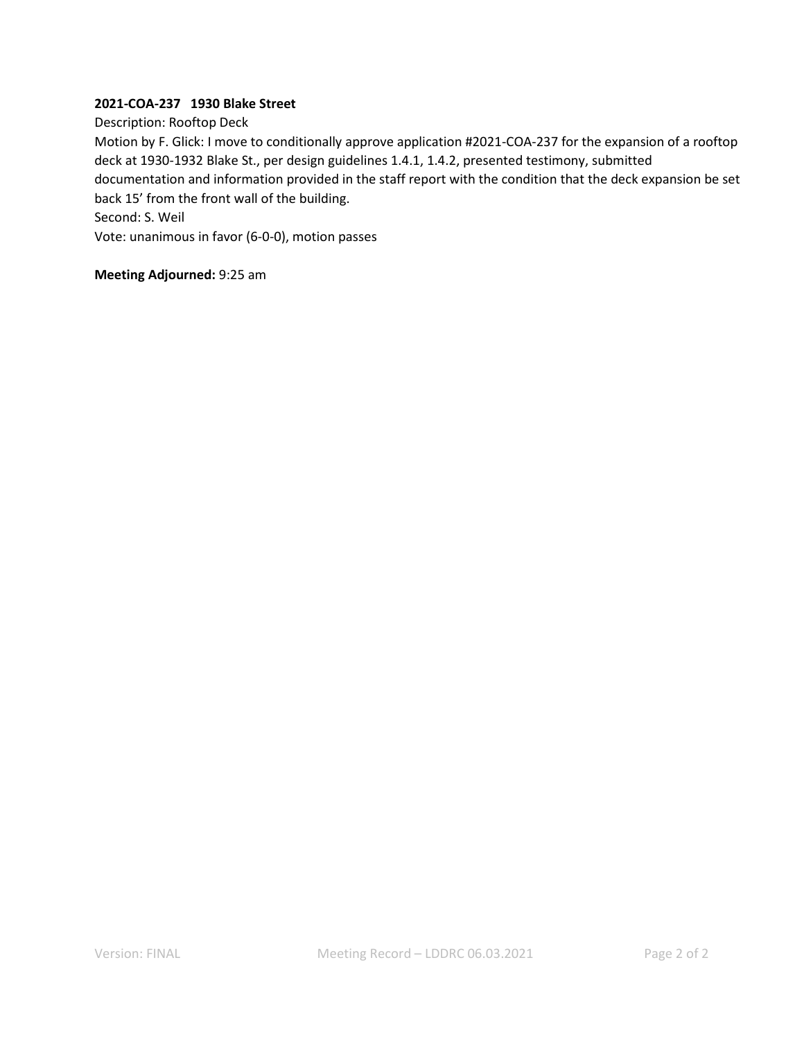**2021-COA-237 1930 Blake Street**

Description: Rooftop Deck

Motion by F. Glick: I move to conditionally approve application #2021-COA-237 for the expansion of a rooftop deck at 1930-1932 Blake St., per design guidelines 1.4.1, 1.4.2, presented testimony, submitted documentation and information provided in the staff report with the condition that the deck expansion be set back 15' from the front wall of the building.

Second: S. Weil

Vote: unanimous in favor (6-0-0), motion passes

**Meeting Adjourned:** 9:25 am